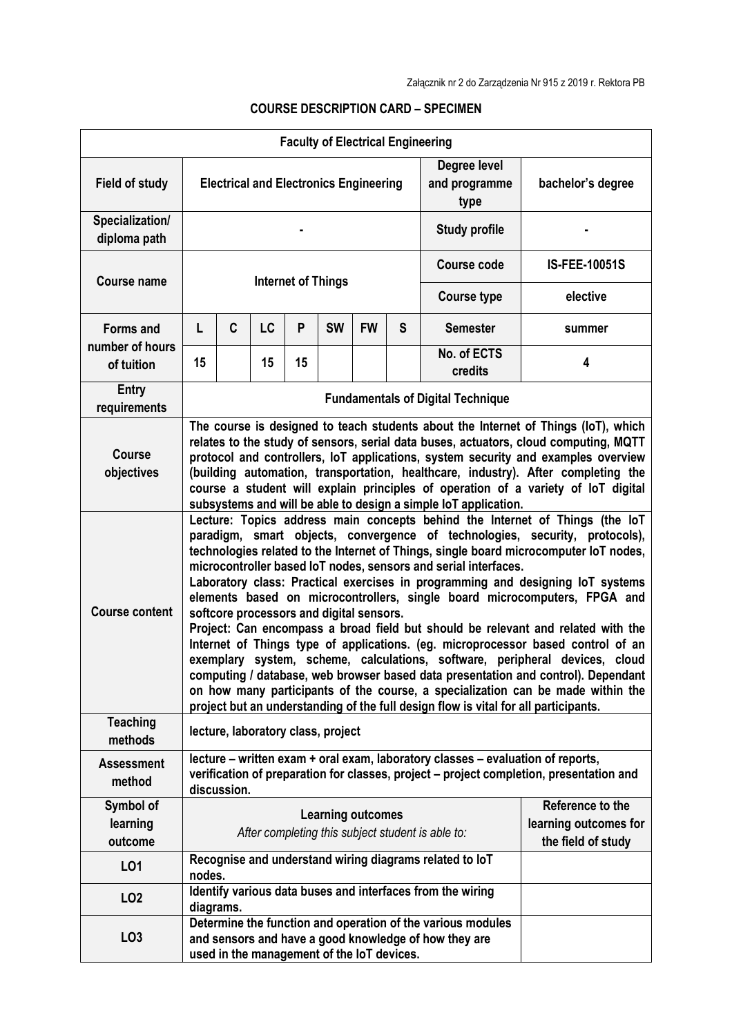Załącznik nr 2 do Zarządzenia Nr 915 z 2019 r. Rektora PB

## COURSE DESCRIPTION CARD – SPECIMEN

| **Faculty of Electrical Engineering** | | | | | | | | | |
|---|---|---|---|---|---|---|---|---|---|
| **Field of study** | **Electrical and Electronics Engineering** | | | | | | | **Degree level and programme type** | **bachelor's degree** |
| **Specialization/ diploma path** | **-** | | | | | | | **Study profile** | **-** |
| **Course name** | **Internet of Things** | | | | | | | **Course code** | **IS-FEE-10051S** |
| | | | | | | | | **Course type** | **elective** |
| **Forms and number of hours of tuition** | **L** | **C** | **LC** | **P** | **SW** | **FW** | **S** | **Semester** | **summer** |
| | **15** | | **15** | **15** | | | | **No. of ECTS credits** | **4** |
| **Entry requirements** | **Fundamentals of Digital Technique** | | | | | | | | |
| **Course objectives** | **The course is designed to teach students about the Internet of Things (IoT), which relates to the study of sensors, serial data buses, actuators, cloud computing, MQTT protocol and controllers, IoT applications, system security and examples overview (building automation, transportation, healthcare, industry). After completing the course a student will explain principles of operation of a variety of IoT digital subsystems and will be able to design a simple IoT application.** | | | | | | | | |
| **Course content** | **Lecture: Topics address main concepts behind the Internet of Things (the IoT paradigm, smart objects, convergence of technologies, security, protocols), technologies related to the Internet of Things, single board microcomputer IoT nodes, microcontroller based IoT nodes, sensors and serial interfaces.**<br>**Laboratory class: Practical exercises in programming and designing IoT systems elements based on microcontrollers, single board microcomputers, FPGA and softcore processors and digital sensors.**<br>**Project: Can encompass a broad field but should be relevant and related with the Internet of Things type of applications. (eg. microprocessor based control of an exemplary system, scheme, calculations, software, peripheral devices, cloud computing / database, web browser based data presentation and control). Dependant on how many participants of the course, a specialization can be made within the project but an understanding of the full design flow is vital for all participants.** | | | | | | | | |
| **Teaching methods** | **lecture, laboratory class, project** | | | | | | | | |
| **Assessment method** | **lecture – written exam + oral exam, laboratory classes – evaluation of reports, verification of preparation for classes, project – project completion, presentation and discussion.** | | | | | | | | |
| **Symbol of learning outcome** | **Learning outcomes**<br>*After completing this subject student is able to:* | | | | | | | | **Reference to the learning outcomes for the field of study** |
| **LO1** | **Recognise and understand wiring diagrams related to IoT nodes.** | | | | | | | | |
| **LO2** | **Identify various data buses and interfaces from the wiring diagrams.** | | | | | | | | |
| **LO3** | **Determine the function and operation of the various modules and sensors and have a good knowledge of how they are used in the management of the IoT devices.** | | | | | | | | |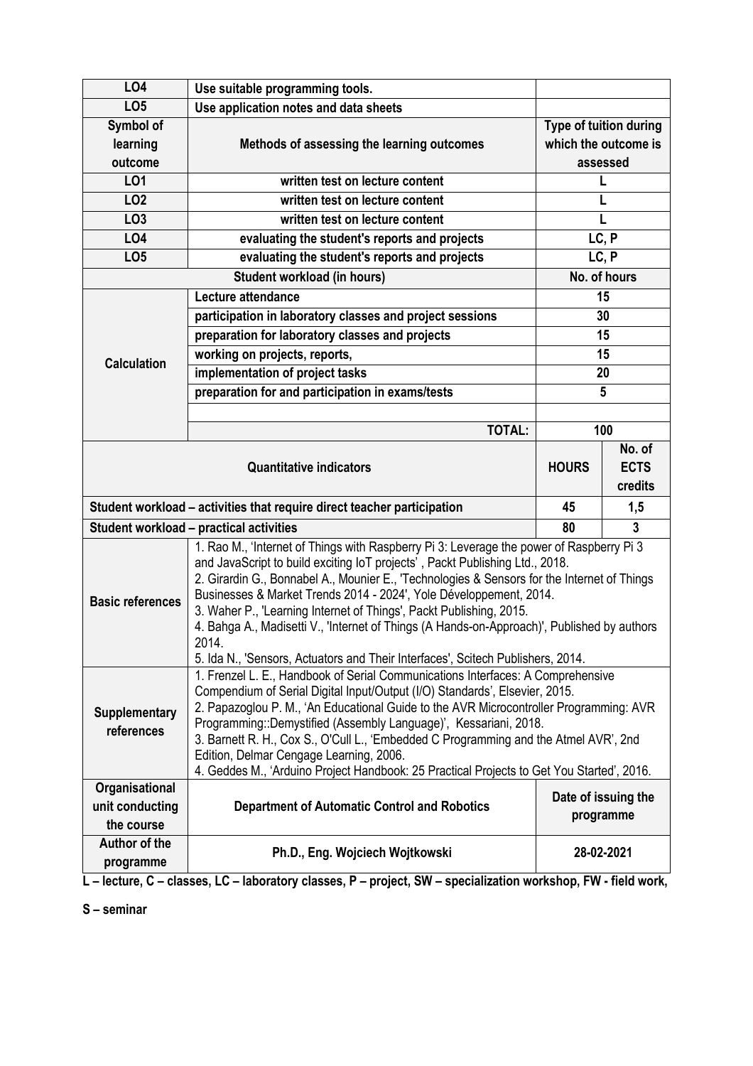| | | |
|---|---|---|
| **LO4** | **Use suitable programming tools.** | |
| **LO5** | **Use application notes and data sheets** | |

| **Symbol of learning outcome** | **Methods of assessing the learning outcomes** | **Type of tuition during which the outcome is assessed** |
|---|---|---|
| **LO1** | **written test on lecture content** | **L** |
| **LO2** | **written test on lecture content** | **L** |
| **LO3** | **written test on lecture content** | **L** |
| **LO4** | **evaluating the student's reports and projects** | **LC, P** |
| **LO5** | **evaluating the student's reports and projects** | **LC, P** |

| **Student workload (in hours)** | | **No. of hours** |
|---|---|---|
| **Calculation** | **Lecture attendance** | **15** |
| | **participation in laboratory classes and project sessions** | **30** |
| | **preparation for laboratory classes and projects** | **15** |
| | **working on projects, reports,** | **15** |
| | **implementation of project tasks** | **20** |
| | **preparation for and participation in exams/tests** | **5** |
| | | |
| | **TOTAL:** | **100** |

| **Quantitative indicators** | **HOURS** | **No. of ECTS credits** |
|---|---|---|
| **Student workload – activities that require direct teacher participation** | **45** | **1,5** |
| **Student workload – practical activities** | **80** | **3** |

| | |
|---|---|
| **Basic references** | 1. Rao M., 'Internet of Things with Raspberry Pi 3: Leverage the power of Raspberry Pi 3 and JavaScript to build exciting IoT projects' , Packt Publishing Ltd., 2018.<br>2. Girardin G., Bonnabel A., Mounier E., 'Technologies & Sensors for the Internet of Things Businesses & Market Trends 2014 - 2024', Yole Développement, 2014.<br>3. Waher P., 'Learning Internet of Things', Packt Publishing, 2015.<br>4. Bahga A., Madisetti V., 'Internet of Things (A Hands-on-Approach)', Published by authors 2014.<br>5. Ida N., 'Sensors, Actuators and Their Interfaces', Scitech Publishers, 2014. |
| **Supplementary references** | 1. Frenzel L. E., Handbook of Serial Communications Interfaces: A Comprehensive Compendium of Serial Digital Input/Output (I/O) Standards', Elsevier, 2015.<br>2. Papazoglou P. M., 'An Educational Guide to the AVR Microcontroller Programming: AVR Programming::Demystified (Assembly Language)', Kessariani, 2018.<br>3. Barnett R. H., Cox S., O'Cull L., 'Embedded C Programming and the Atmel AVR', 2nd Edition, Delmar Cengage Learning, 2006.<br>4. Geddes M., 'Arduino Project Handbook: 25 Practical Projects to Get You Started', 2016. |

| | | |
|---|---|---|
| **Organisational unit conducting the course** | **Department of Automatic Control and Robotics** | **Date of issuing the programme** |
| **Author of the programme** | **Ph.D., Eng. Wojciech Wojtkowski** | **28-02-2021** |

**L – lecture, C – classes, LC – laboratory classes, P – project, SW – specialization workshop, FW - field work, S – seminar**